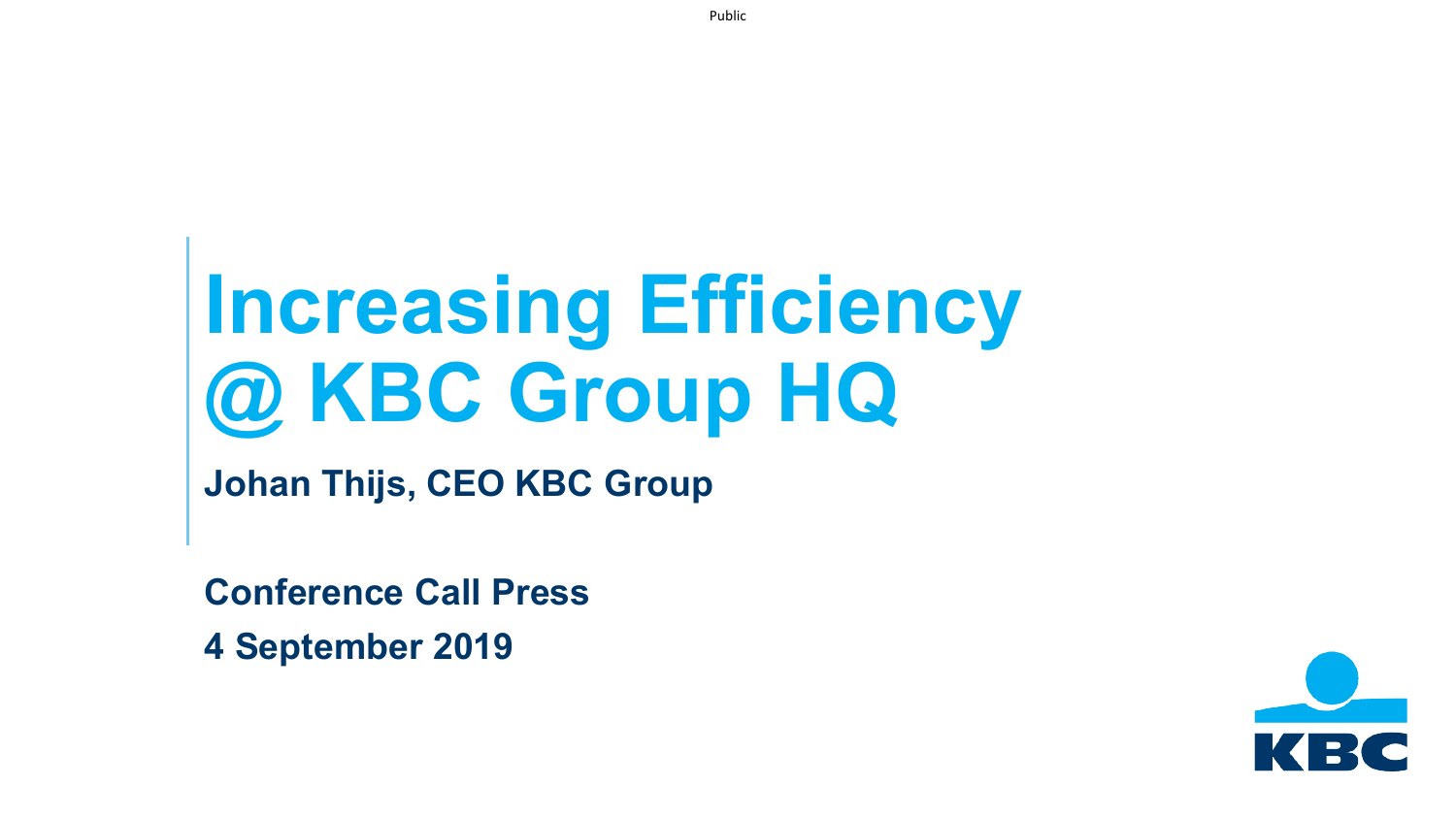# Increasing Efficiency @ KBC Group HQ

**Johan Thijs, CEO KBC Group**

**Conference Call Press**

**4 September 2019**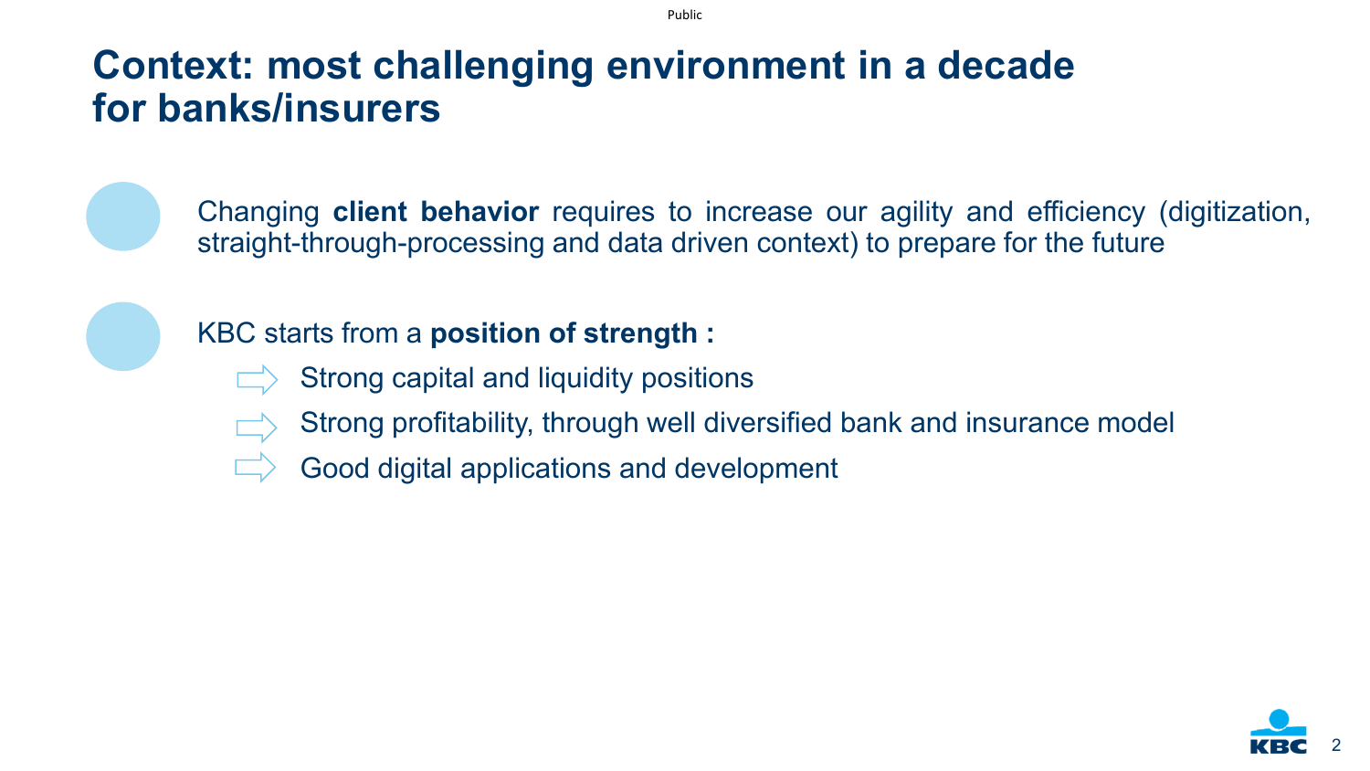# Context: most challenging environment in a decade for banks/insurers

- Changing **client behavior** requires to increase our agility and efficiency (digitization, straight-through-processing and data driven context) to prepare for the future

- KBC starts from a **position of strength :**
  - Strong capital and liquidity positions
  - Strong profitability, through well diversified bank and insurance model
  - Good digital applications and development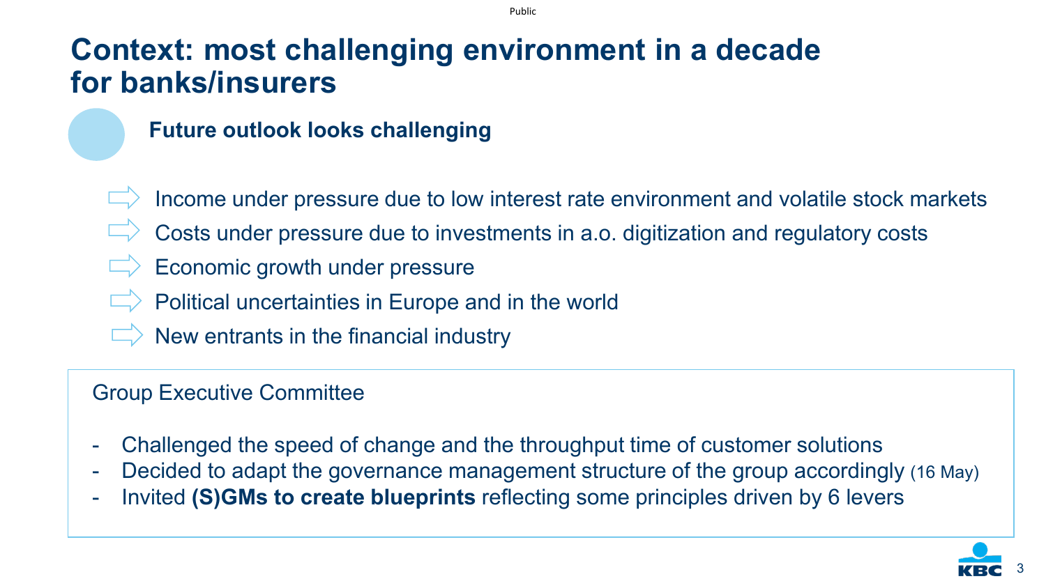# Context: most challenging environment in a decade for banks/insurers

## Future outlook looks challenging

- Income under pressure due to low interest rate environment and volatile stock markets
- Costs under pressure due to investments in a.o. digitization and regulatory costs
- Economic growth under pressure
- Political uncertainties in Europe and in the world
- New entrants in the financial industry

Group Executive Committee

- Challenged the speed of change and the throughput time of customer solutions
- Decided to adapt the governance management structure of the group accordingly (16 May)
- Invited **(S)GMs to create blueprints** reflecting some principles driven by 6 levers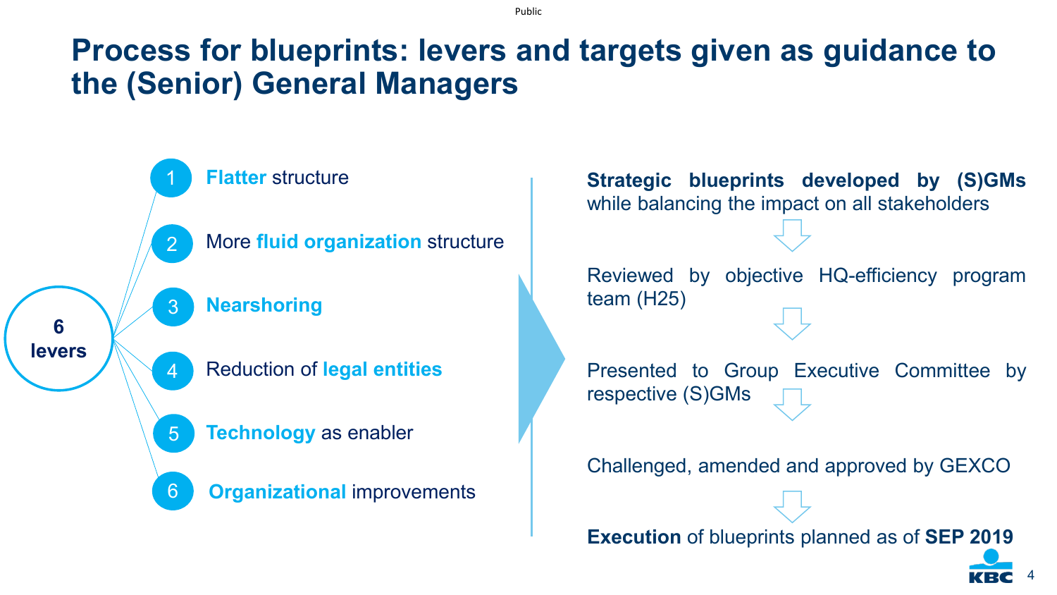# Process for blueprints: levers and targets given as guidance to the (Senior) General Managers

**6 levers**

1. **Flatter** structure
2. More **fluid organization** structure
3. **Nearshoring**
4. Reduction of **legal entities**
5. **Technology** as enabler
6. **Organizational** improvements

**Strategic blueprints developed by (S)GMs** while balancing the impact on all stakeholders

↓

Reviewed by objective HQ-efficiency program team (H25)

↓

Presented to Group Executive Committee by respective (S)GMs

↓

Challenged, amended and approved by GEXCO

↓

**Execution** of blueprints planned as of **SEP 2019**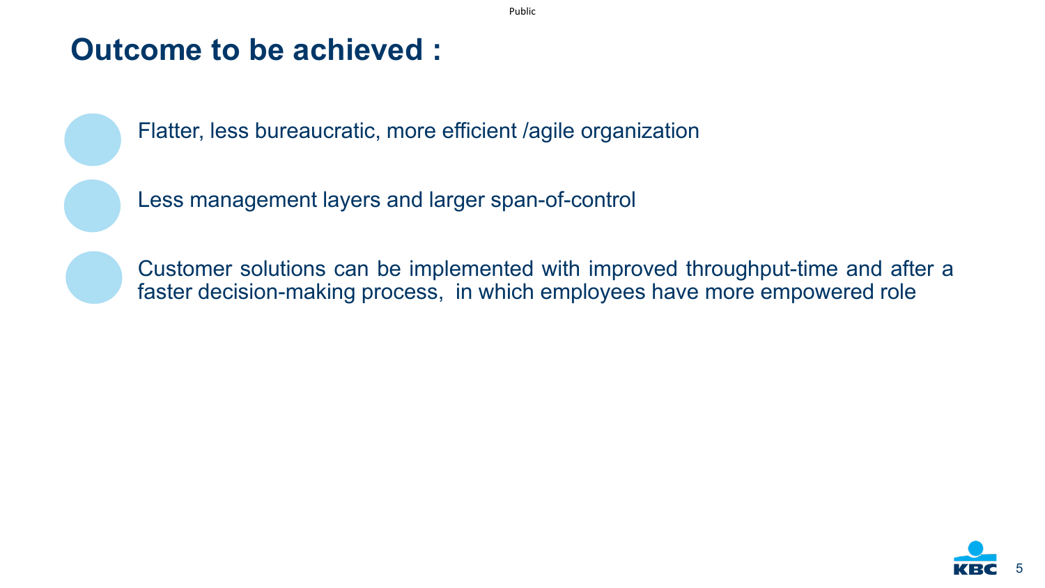# Outcome to be achieved :

- Flatter, less bureaucratic, more efficient /agile organization
- Less management layers and larger span-of-control
- Customer solutions can be implemented with improved throughput-time and after a faster decision-making process,  in which employees have more empowered role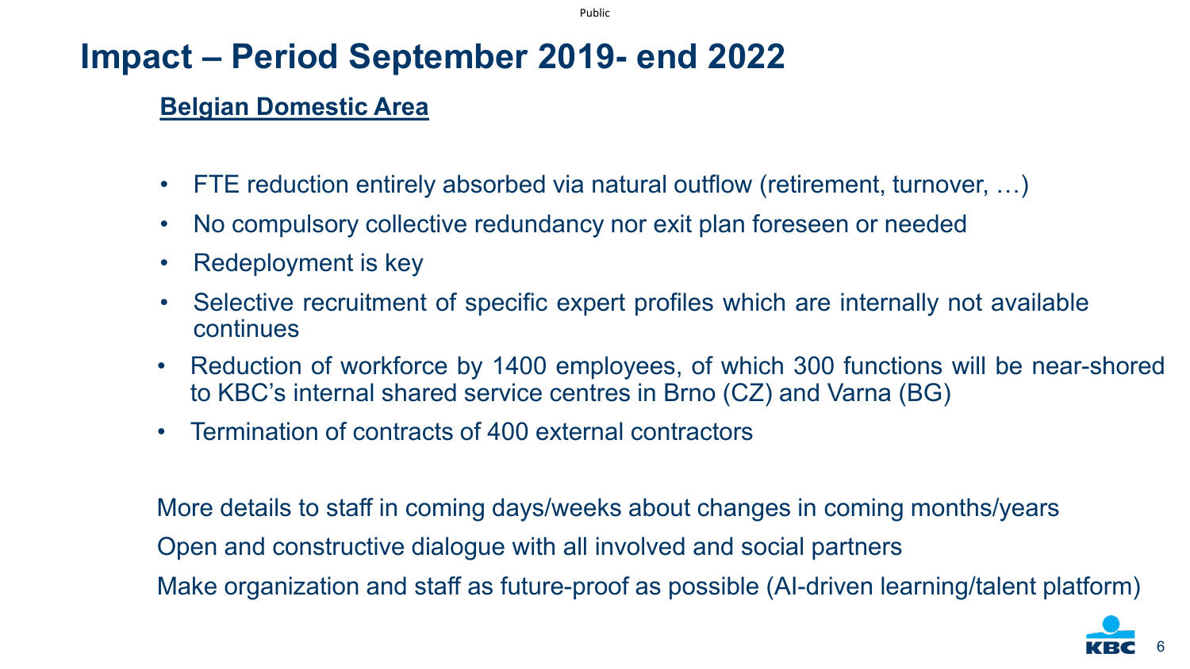# Impact – Period September 2019- end 2022

## Belgian Domestic Area

- FTE reduction entirely absorbed via natural outflow (retirement, turnover, …)
- No compulsory collective redundancy nor exit plan foreseen or needed
- Redeployment is key
- Selective recruitment of specific expert profiles which are internally not available continues
- Reduction of workforce by 1400 employees, of which 300 functions will be near-shored to KBC's internal shared service centres in Brno (CZ) and Varna (BG)
- Termination of contracts of 400 external contractors

More details to staff in coming days/weeks about changes in coming months/years

Open and constructive dialogue with all involved and social partners

Make organization and staff as future-proof as possible (AI-driven learning/talent platform)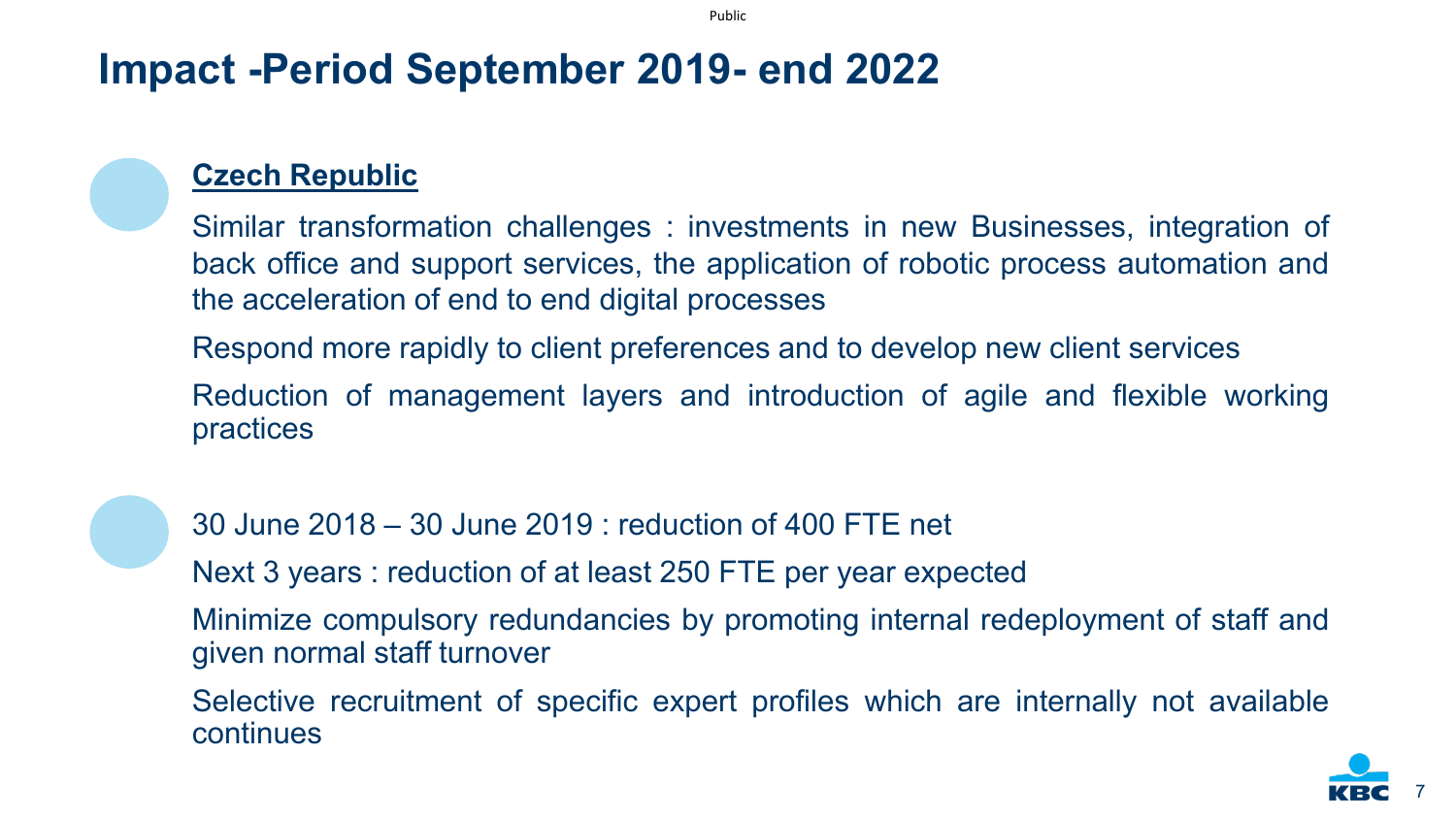# Impact -Period September 2019- end 2022

## Czech Republic

Similar transformation challenges : investments in new Businesses, integration of back office and support services, the application of robotic process automation and the acceleration of end to end digital processes

Respond more rapidly to client preferences and to develop new client services

Reduction of management layers and introduction of agile and flexible working practices

30 June 2018 – 30 June 2019 : reduction of 400 FTE net

Next 3 years : reduction of at least 250 FTE per year expected

Minimize compulsory redundancies by promoting internal redeployment of staff and given normal staff turnover

Selective recruitment of specific expert profiles which are internally not available continues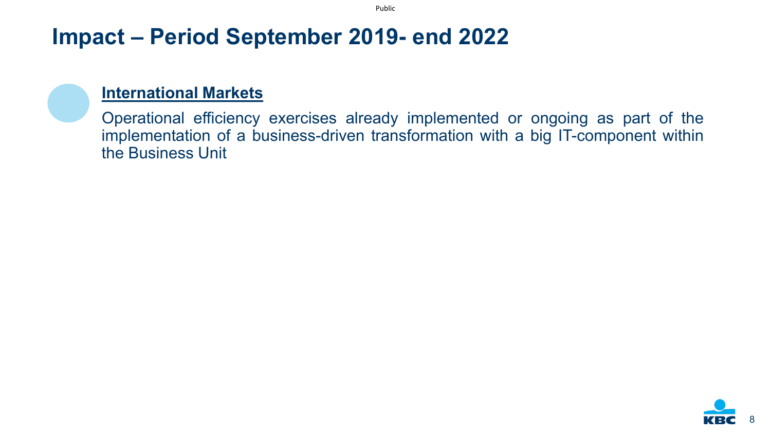# Impact – Period September 2019- end 2022

## International Markets

Operational efficiency exercises already implemented or ongoing as part of the implementation of a business-driven transformation with a big IT-component within the Business Unit